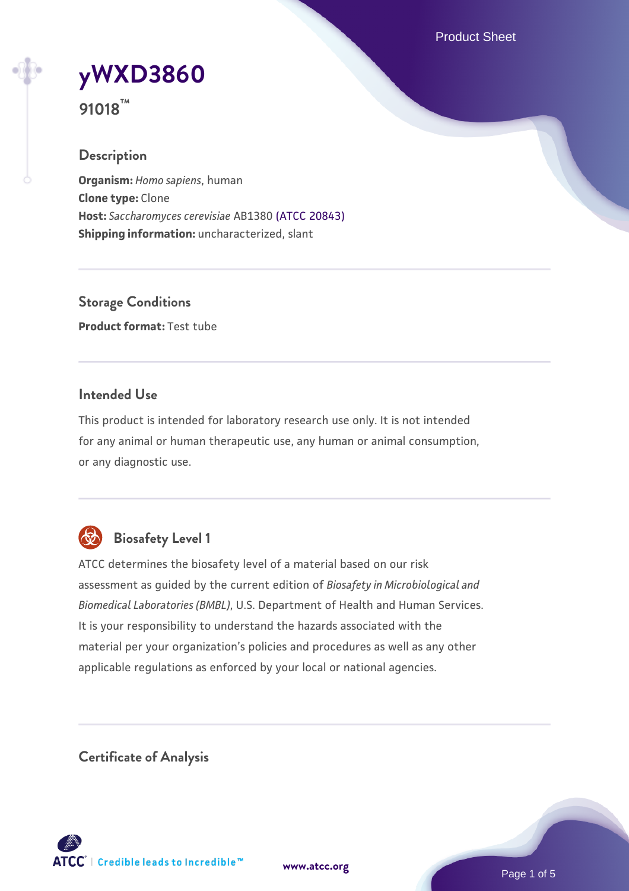# yWXD3860

**91018™**

## Description

**Organism:** *Homo sapiens*, human
**Clone type:** Clone
**Host:** *Saccharomyces cerevisiae* AB1380 (ATCC 20843)
**Shipping information:** uncharacterized, slant

## Storage Conditions

**Product format:** Test tube

## Intended Use

This product is intended for laboratory research use only. It is not intended for any animal or human therapeutic use, any human or animal consumption, or any diagnostic use.

## Biosafety Level 1

ATCC determines the biosafety level of a material based on our risk assessment as guided by the current edition of *Biosafety in Microbiological and Biomedical Laboratories (BMBL)*, U.S. Department of Health and Human Services. It is your responsibility to understand the hazards associated with the material per your organization's policies and procedures as well as any other applicable regulations as enforced by your local or national agencies.

## Certificate of Analysis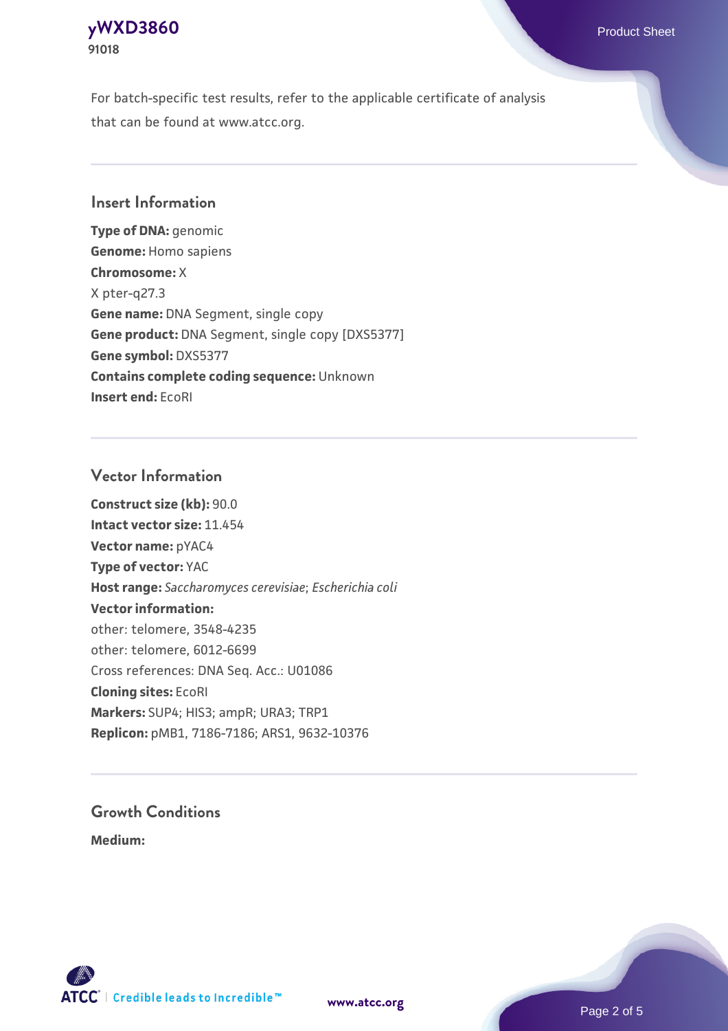For batch-specific test results, refer to the applicable certificate of analysis that can be found at www.atcc.org.

## Insert Information

**Type of DNA:** genomic
**Genome:** Homo sapiens
**Chromosome:** X
X pter-q27.3
**Gene name:** DNA Segment, single copy
**Gene product:** DNA Segment, single copy [DXS5377]
**Gene symbol:** DXS5377
**Contains complete coding sequence:** Unknown
**Insert end:** EcoRI

## Vector Information

**Construct size (kb):** 90.0
**Intact vector size:** 11.454
**Vector name:** pYAC4
**Type of vector:** YAC
**Host range:** *Saccharomyces cerevisiae*; *Escherichia coli*
**Vector information:**
other: telomere, 3548-4235
other: telomere, 6012-6699
Cross references: DNA Seq. Acc.: U01086
**Cloning sites:** EcoRI
**Markers:** SUP4; HIS3; ampR; URA3; TRP1
**Replicon:** pMB1, 7186-7186; ARS1, 9632-10376

## Growth Conditions

**Medium:**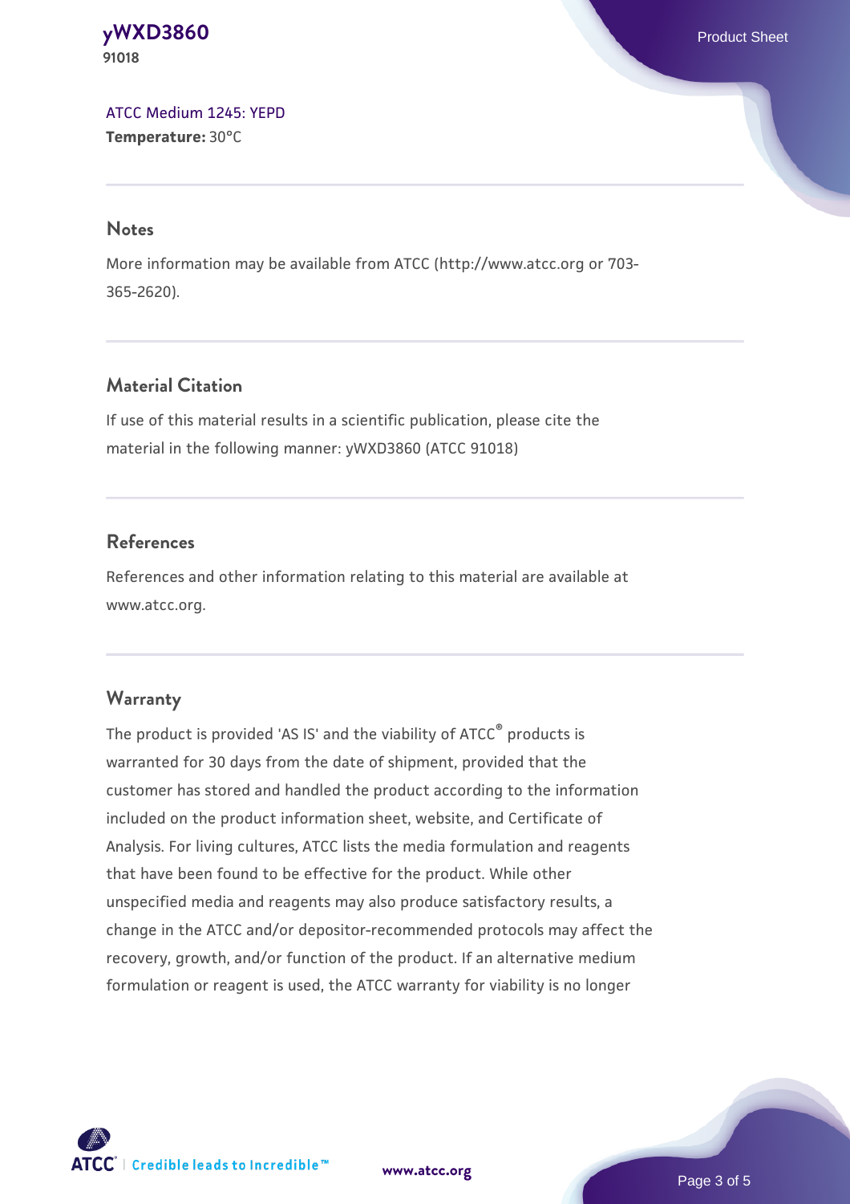[ATCC Medium 1245: YEPD](#)
**Temperature:** 30°C

## Notes

More information may be available from ATCC (http://www.atcc.org or 703-365-2620).

## Material Citation

If use of this material results in a scientific publication, please cite the material in the following manner: yWXD3860 (ATCC 91018)

## References

References and other information relating to this material are available at www.atcc.org.

## Warranty

The product is provided 'AS IS' and the viability of ATCC® products is warranted for 30 days from the date of shipment, provided that the customer has stored and handled the product according to the information included on the product information sheet, website, and Certificate of Analysis. For living cultures, ATCC lists the media formulation and reagents that have been found to be effective for the product. While other unspecified media and reagents may also produce satisfactory results, a change in the ATCC and/or depositor-recommended protocols may affect the recovery, growth, and/or function of the product. If an alternative medium formulation or reagent is used, the ATCC warranty for viability is no longer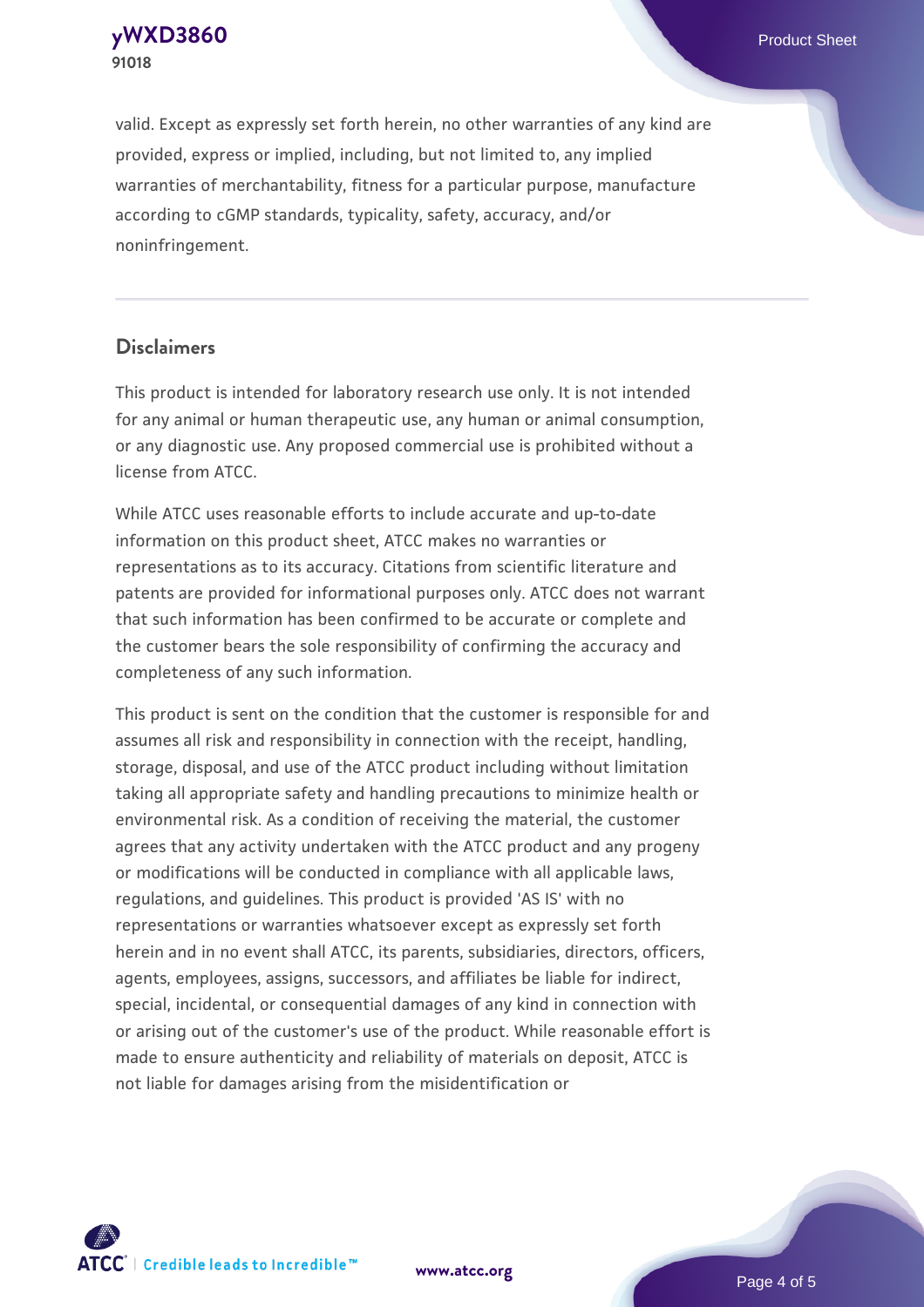valid. Except as expressly set forth herein, no other warranties of any kind are provided, express or implied, including, but not limited to, any implied warranties of merchantability, fitness for a particular purpose, manufacture according to cGMP standards, typicality, safety, accuracy, and/or noninfringement.

## Disclaimers

This product is intended for laboratory research use only. It is not intended for any animal or human therapeutic use, any human or animal consumption, or any diagnostic use. Any proposed commercial use is prohibited without a license from ATCC.

While ATCC uses reasonable efforts to include accurate and up-to-date information on this product sheet, ATCC makes no warranties or representations as to its accuracy. Citations from scientific literature and patents are provided for informational purposes only. ATCC does not warrant that such information has been confirmed to be accurate or complete and the customer bears the sole responsibility of confirming the accuracy and completeness of any such information.

This product is sent on the condition that the customer is responsible for and assumes all risk and responsibility in connection with the receipt, handling, storage, disposal, and use of the ATCC product including without limitation taking all appropriate safety and handling precautions to minimize health or environmental risk. As a condition of receiving the material, the customer agrees that any activity undertaken with the ATCC product and any progeny or modifications will be conducted in compliance with all applicable laws, regulations, and guidelines. This product is provided 'AS IS' with no representations or warranties whatsoever except as expressly set forth herein and in no event shall ATCC, its parents, subsidiaries, directors, officers, agents, employees, assigns, successors, and affiliates be liable for indirect, special, incidental, or consequential damages of any kind in connection with or arising out of the customer's use of the product. While reasonable effort is made to ensure authenticity and reliability of materials on deposit, ATCC is not liable for damages arising from the misidentification or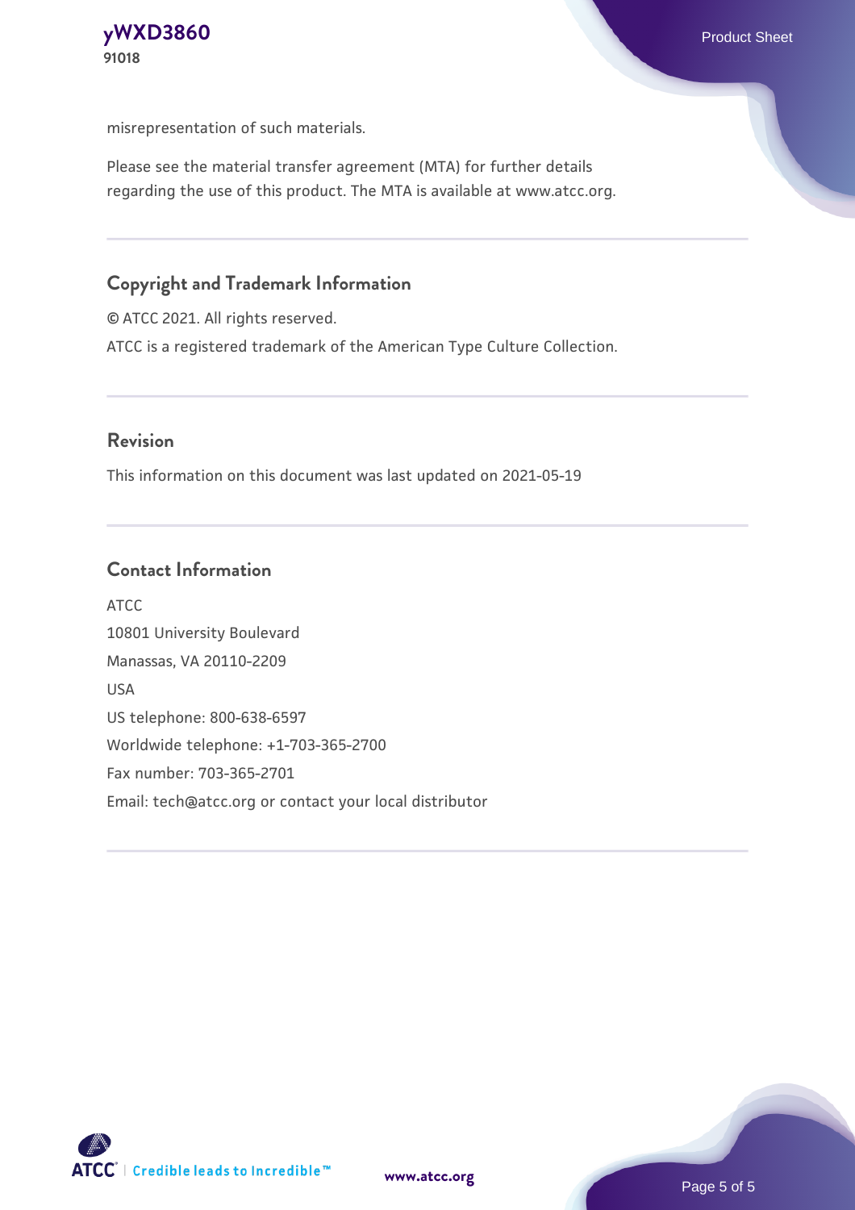misrepresentation of such materials.

Please see the material transfer agreement (MTA) for further details regarding the use of this product. The MTA is available at www.atcc.org.

## Copyright and Trademark Information

© ATCC 2021. All rights reserved.

ATCC is a registered trademark of the American Type Culture Collection.

## Revision

This information on this document was last updated on 2021-05-19

## Contact Information

ATCC
10801 University Boulevard
Manassas, VA 20110-2209
USA
US telephone: 800-638-6597
Worldwide telephone: +1-703-365-2700
Fax number: 703-365-2701
Email: tech@atcc.org or contact your local distributor